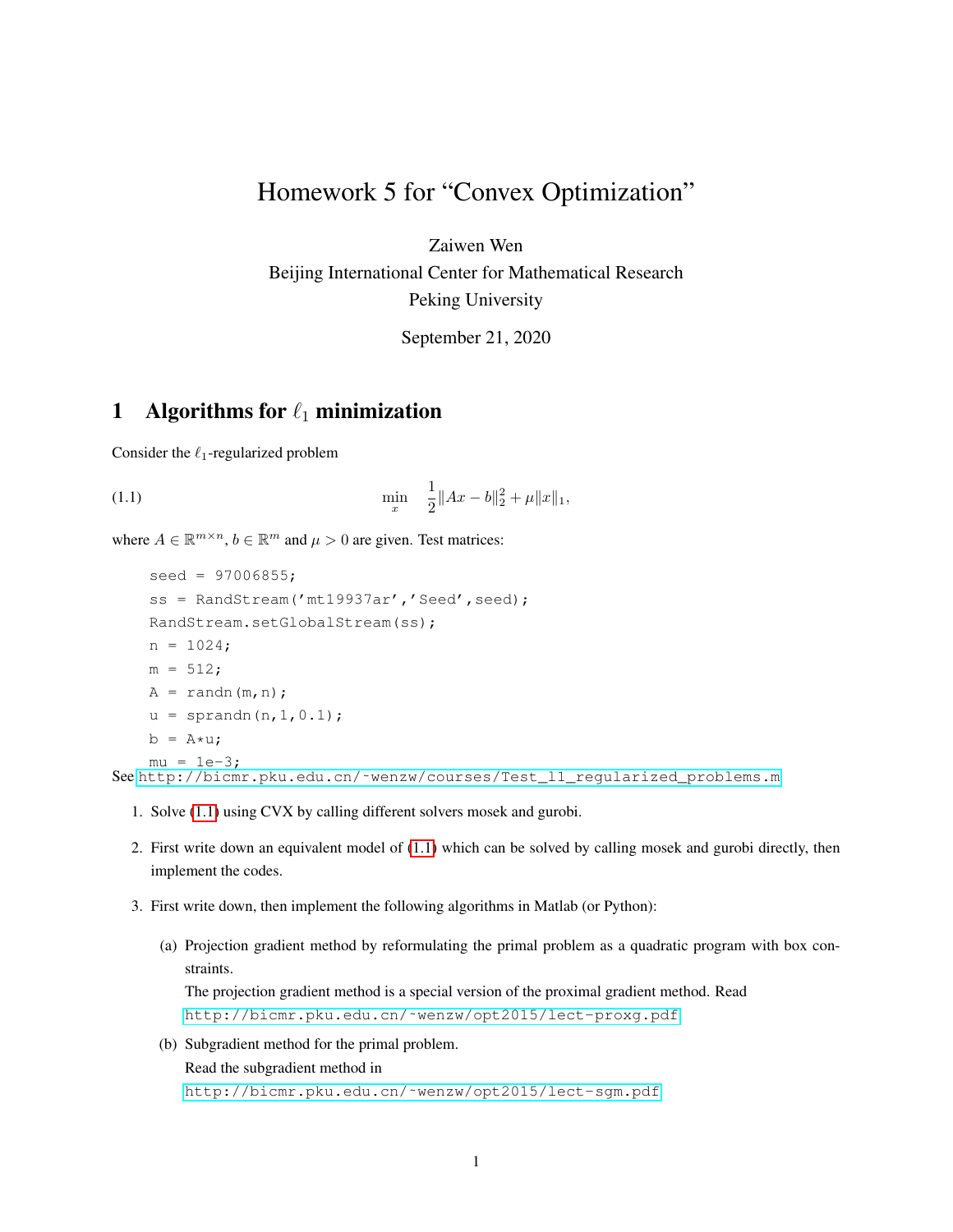# Homework 5 for "Convex Optimization"

Zaiwen Wen

Beijing International Center for Mathematical Research

Peking University

September 21, 2020

## 1 Algorithms for $\ell_1$ minimization

Consider the $\ell_1$-regularized problem

$$\min_x \quad \frac{1}{2}\|Ax-b\|_2^2 + \mu\|x\|_1, \tag{1.1}$$

where $A \in \mathbb{R}^{m\times n}$, $b \in \mathbb{R}^m$ and $\mu > 0$ are given. Test matrices:

```
seed = 97006855;
ss = RandStream('mt19937ar','Seed',seed);
RandStream.setGlobalStream(ss);
n = 1024;
m = 512;
A = randn(m,n);
u = sprandn(n,1,0.1);
b = A*u;
mu = 1e-3;
```

See http://bicmr.pku.edu.cn/~wenzw/courses/Test_l1_regularized_problems.m

1. Solve (1.1) using CVX by calling different solvers mosek and gurobi.
2. First write down an equivalent model of (1.1) which can be solved by calling mosek and gurobi directly, then implement the codes.
3. First write down, then implement the following algorithms in Matlab (or Python):
   (a) Projection gradient method by reformulating the primal problem as a quadratic program with box constraints.
   The projection gradient method is a special version of the proximal gradient method. Read http://bicmr.pku.edu.cn/~wenzw/opt2015/lect-proxg.pdf
   (b) Subgradient method for the primal problem.
   Read the subgradient method in http://bicmr.pku.edu.cn/~wenzw/opt2015/lect-sgm.pdf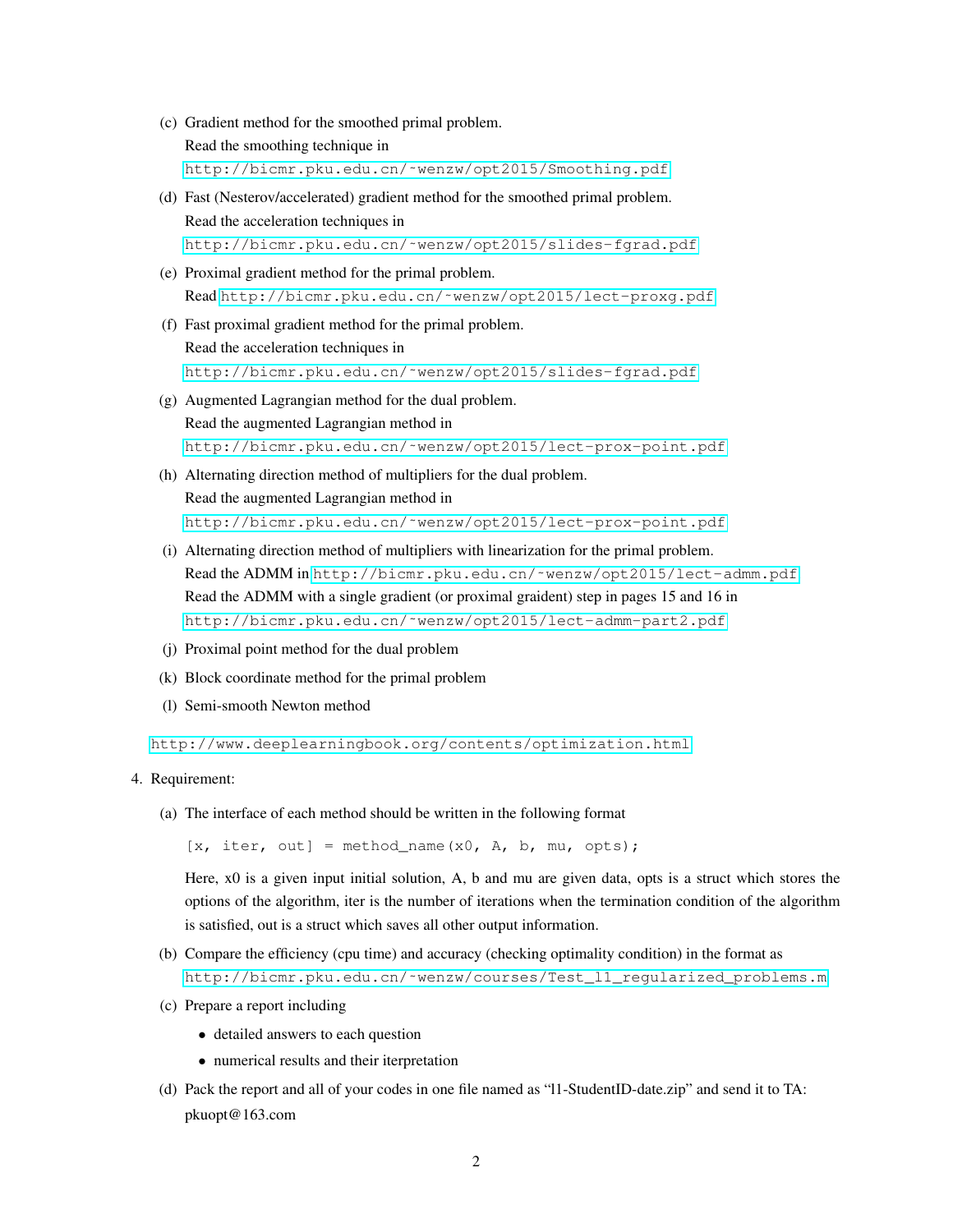(c) Gradient method for the smoothed primal problem.

Read the smoothing technique in

http://bicmr.pku.edu.cn/~wenzw/opt2015/Smoothing.pdf

(d) Fast (Nesterov/accelerated) gradient method for the smoothed primal problem.

Read the acceleration techniques in

http://bicmr.pku.edu.cn/~wenzw/opt2015/slides-fgrad.pdf

(e) Proximal gradient method for the primal problem.

Read http://bicmr.pku.edu.cn/~wenzw/opt2015/lect-proxg.pdf

(f) Fast proximal gradient method for the primal problem.

Read the acceleration techniques in

http://bicmr.pku.edu.cn/~wenzw/opt2015/slides-fgrad.pdf

(g) Augmented Lagrangian method for the dual problem.

Read the augmented Lagrangian method in

http://bicmr.pku.edu.cn/~wenzw/opt2015/lect-prox-point.pdf

(h) Alternating direction method of multipliers for the dual problem.

Read the augmented Lagrangian method in

http://bicmr.pku.edu.cn/~wenzw/opt2015/lect-prox-point.pdf

(i) Alternating direction method of multipliers with linearization for the primal problem.

Read the ADMM in http://bicmr.pku.edu.cn/~wenzw/opt2015/lect-admm.pdf

Read the ADMM with a single gradient (or proximal graident) step in pages 15 and 16 in

http://bicmr.pku.edu.cn/~wenzw/opt2015/lect-admm-part2.pdf

(j) Proximal point method for the dual problem

(k) Block coordinate method for the primal problem

(l) Semi-smooth Newton method

http://www.deeplearningbook.org/contents/optimization.html

4. Requirement:

(a) The interface of each method should be written in the following format

```
[x, iter, out] = method_name(x0, A, b, mu, opts);
```

Here, x0 is a given input initial solution, A, b and mu are given data, opts is a struct which stores the options of the algorithm, iter is the number of iterations when the termination condition of the algorithm is satisfied, out is a struct which saves all other output information.

(b) Compare the efficiency (cpu time) and accuracy (checking optimality condition) in the format as

http://bicmr.pku.edu.cn/~wenzw/courses/Test_l1_regularized_problems.m

(c) Prepare a report including

- detailed answers to each question
- numerical results and their iterpretation

(d) Pack the report and all of your codes in one file named as "l1-StudentID-date.zip" and send it to TA: pkuopt@163.com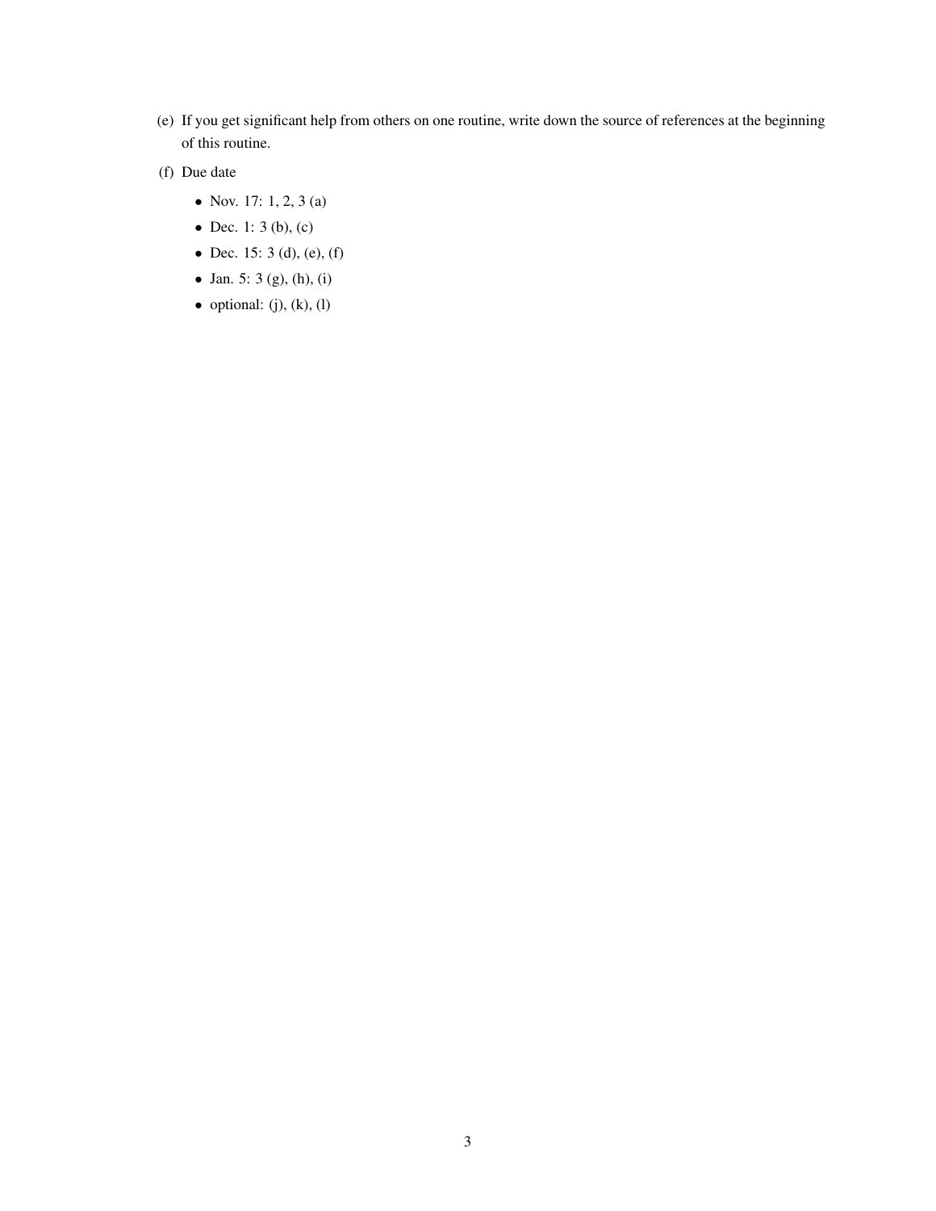(e) If you get significant help from others on one routine, write down the source of references at the beginning of this routine.

(f) Due date

- Nov. 17: 1, 2, 3 (a)
- Dec. 1: 3 (b), (c)
- Dec. 15: 3 (d), (e), (f)
- Jan. 5: 3 (g), (h), (i)
- optional: (j), (k), (l)